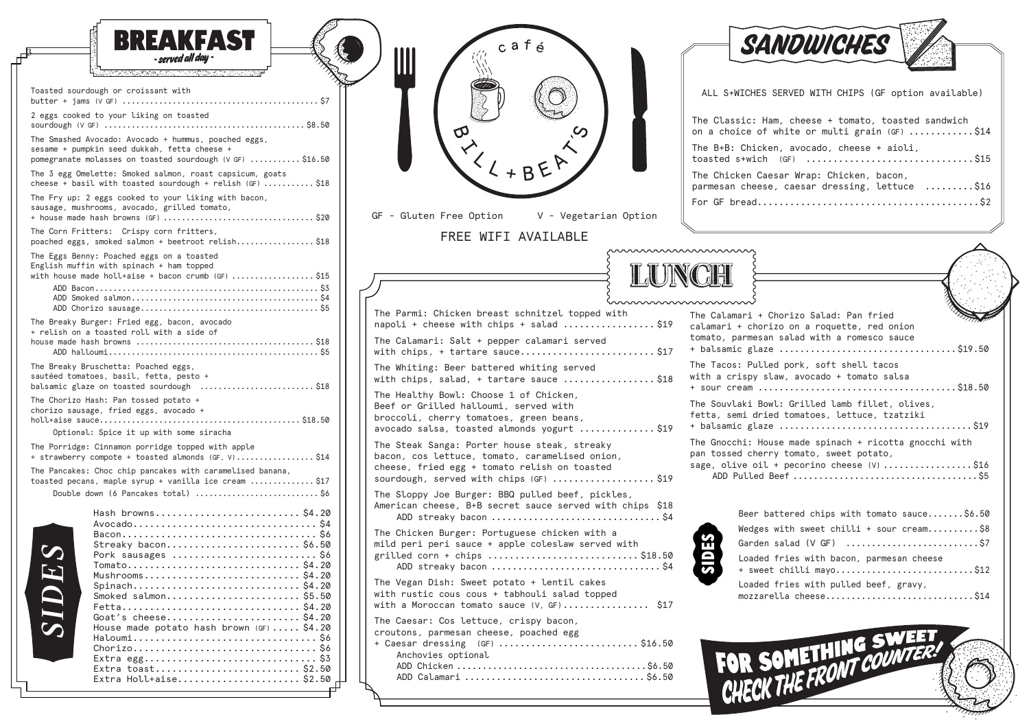# café BILL + BEAT'S

GF - Gluten Free Option  V - Vegetarian Option

FREE WIFI AVAILABLE

## BREAKFAST

*- served all day -*

Toasted sourdough or croissant with butter + jams (V GF) ..... $7

2 eggs cooked to your liking on toasted sourdough (V GF) ..... $8.50

The Smashed Avocado: Avocado + hummus, poached eggs, sesame + pumpkin seed dukkah, fetta cheese + pomegranate molasses on toasted sourdough (V GF) ..... $16.50

The 3 egg Omelette: Smoked salmon, roast capsicum, goats cheese + basil with toasted sourdough + relish (GF) ..... $18

The Fry up: 2 eggs cooked to your liking with bacon, sausage, mushrooms, avocado, grilled tomato, + house made hash browns (GF) ..... $20

The Corn Fritters: Crispy corn fritters, poached eggs, smoked salmon + beetroot relish ..... $18

The Eggs Benny: Poached eggs on a toasted English muffin with spinach + ham topped with house made holl+aise + bacon crumb (GF) ..... $15
- ADD Bacon ..... $3
- ADD Smoked salmon ..... $4
- ADD Chorizo sausage ..... $5

The Breaky Burger: Fried egg, bacon, avocado + relish on a toasted roll with a side of house made hash browns ..... $18
- ADD halloumi ..... $5

The Breaky Bruschetta: Poached eggs, sautéed tomatoes, basil, fetta, pesto + balsamic glaze on toasted sourdough ..... $18

The Chorizo Hash: Pan tossed potato + chorizo sausage, fried eggs, avocado + holl+aise sauce ..... $18.50
- Optional: Spice it up with some siracha

The Porridge: Cinnamon porridge topped with apple + strawberry compote + toasted almonds (GF, V) ..... $14

The Pancakes: Choc chip pancakes with caramelised banana, toasted pecans, maple syrup + vanilla ice cream ..... $17
- Double down (6 Pancakes total) ..... $6

### SIDES

- Hash browns ..... $4.20
- Avocado ..... $4
- Bacon ..... $6
- Streaky bacon ..... $6.50
- Pork sausages ..... $6
- Tomato ..... $4.20
- Mushrooms ..... $4.20
- Spinach ..... $4.20
- Smoked salmon ..... $5.50
- Fetta ..... $4.20
- Goat's cheese ..... $4.20
- House made potato hash brown (GF) ..... $4.20
- Haloumi ..... $6
- Chorizo ..... $6
- Extra egg ..... $3
- Extra toast ..... $2.50
- Extra Holl+aise ..... $2.50

## SANDWICHES

ALL S+WICHES SERVED WITH CHIPS (GF option available)

The Classic: Ham, cheese + tomato, toasted sandwich on a choice of white or multi grain (GF) ..... $14

The B+B: Chicken, avocado, cheese + aioli, toasted s+wich (GF) ..... $15

The Chicken Caesar Wrap: Chicken, bacon, parmesan cheese, caesar dressing, lettuce ..... $16

For GF bread ..... $2

## LUNCH

The Parmi: Chicken breast schnitzel topped with napoli + cheese with chips + salad ..... $19

The Calamari: Salt + pepper calamari served with chips, + tartare sauce ..... $17

The Whiting: Beer battered whiting served with chips, salad, + tartare sauce ..... $18

The Healthy Bowl: Choose 1 of Chicken, Beef or Grilled halloumi, served with broccoli, cherry tomatoes, green beans, avocado salsa, toasted almonds yogurt ..... $19

The Steak Sanga: Porter house steak, streaky bacon, cos lettuce, tomato, caramelised onion, cheese, fried egg + tomato relish on toasted sourdough, served with chips (GF) ..... $19

The Sloppy Joe Burger: BBQ pulled beef, pickles, American cheese, B+B secret sauce served with chips $18
- ADD streaky bacon ..... $4

The Chicken Burger: Portuguese chicken with a mild peri peri sauce + apple coleslaw served with grilled corn + chips ..... $18.50
- ADD streaky bacon ..... $4

The Vegan Dish: Sweet potato + lentil cakes with rustic cous cous + tabhouli salad topped with a Moroccan tomato sauce (V, GF) ..... $17

The Caesar: Cos lettuce, crispy bacon, croutons, parmesan cheese, poached egg + Caesar dressing (GF) ..... $16.50
- Anchovies optional
- ADD Chicken ..... $6.50
- ADD Calamari ..... $6.50

The Calamari + Chorizo Salad: Pan fried calamari + chorizo on a roquette, red onion tomato, parmesan salad with a romesco sauce + balsamic glaze ..... $19.50

The Tacos: Pulled pork, soft shell tacos with a crispy slaw, avocado + tomato salsa + sour cream ..... $18.50

The Souvlaki Bowl: Grilled lamb fillet, olives, fetta, semi dried tomatoes, lettuce, tzatziki + balsamic glaze ..... $19

The Gnocchi: House made spinach + ricotta gnocchi with pan tossed cherry tomato, sweet potato, sage, olive oil + pecorino cheese (V) ..... $16
- ADD Pulled Beef ..... $5

### SIDES

- Beer battered chips with tomato sauce ..... $6.50
- Wedges with sweet chilli + sour cream ..... $8
- Garden salad (V GF) ..... $7
- Loaded fries with bacon, parmesan cheese + sweet chilli mayo ..... $12
- Loaded fries with pulled beef, gravy, mozzarella cheese ..... $14

**FOR SOMETHING SWEET CHECK THE FRONT COUNTER!**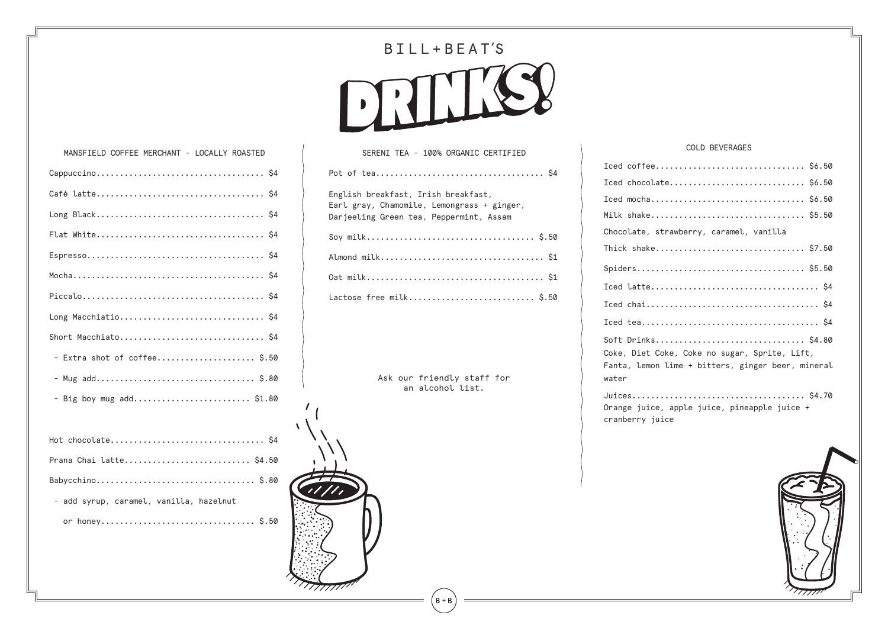BILL+BEAT'S

# DRINKS!

## MANSFIELD COFFEE MERCHANT - LOCALLY ROASTED

Cappuccino.................................... $4

Café latte.................................... $4

Long Black.................................... $4

Flat White.................................... $4

Espresso...................................... $4

Mocha......................................... $4

Piccalo....................................... $4

Long Macchiatio............................... $4

Short Macchiato............................... $4

- Extra shot of coffee.................... $.50
- Mug add................................. $.80
- Big boy mug add......................... $1.80

Hot chocolate................................. $4

Prana Chai latte.......................... $4.50

Babycchino.................................. $.80

- add syrup, caramel, vanilla, hazelnut or honey................................ $.50

## SERENI TEA - 100% ORGANIC CERTIFIED

Pot of tea.................................... $4

English breakfast, Irish breakfast, Earl gray, Chamomile, Lemongrass + ginger, Darjeeling Green tea, Peppermint, Assam

Soy milk.................................... $.50

Almond milk................................... $1

Oat milk...................................... $1

Lactose free milk........................... $.50

Ask our friendly staff for an alcohol list.

## COLD BEVERAGES

Iced coffee................................ $6.50

Iced chocolate............................. $6.50

Iced mocha................................. $6.50

Milk shake................................. $5.50

Chocolate, strawberry, caramel, vanilla

Thick shake................................ $7.50

Spiders.................................... $5.50

Iced latte.................................... $4

Iced chai..................................... $4

Iced tea...................................... $4

Soft Drinks................................ $4.80
Coke, Diet Coke, Coke no sugar, Sprite, Lift, Fanta, lemon lime + bitters, ginger beer, mineral water

Juices..................................... $4.70
Orange juice, apple juice, pineapple juice + cranberry juice

B + B